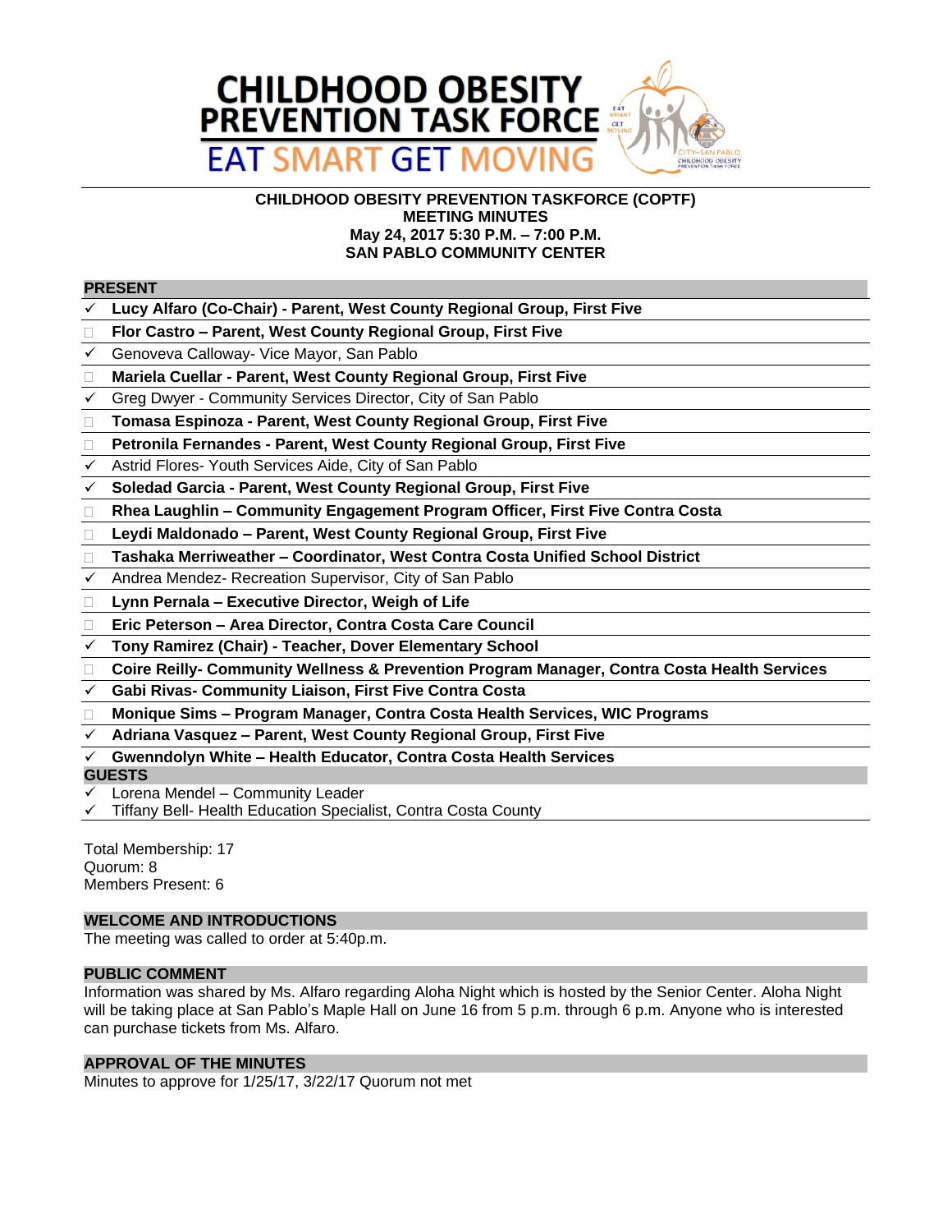# CHILDHOOD OBESITY PREVENTION TASK FORCE

## EAT SMART GET MOVING

**CHILDHOOD OBESITY PREVENTION TASKFORCE (COPTF)**
**MEETING MINUTES**
**May 24, 2017 5:30 P.M. – 7:00 P.M.**
**SAN PABLO COMMUNITY CENTER**

### PRESENT

- ✓ **Lucy Alfaro (Co-Chair) - Parent, West County Regional Group, First Five**
- ☐ **Flor Castro – Parent, West County Regional Group, First Five**
- ✓ Genoveva Calloway- Vice Mayor, San Pablo
- ☐ **Mariela Cuellar - Parent, West County Regional Group, First Five**
- ✓ Greg Dwyer - Community Services Director, City of San Pablo
- ☐ **Tomasa Espinoza - Parent, West County Regional Group, First Five**
- ☐ **Petronila Fernandes - Parent, West County Regional Group, First Five**
- ✓ Astrid Flores- Youth Services Aide, City of San Pablo
- ✓ **Soledad Garcia - Parent, West County Regional Group, First Five**
- ☐ **Rhea Laughlin – Community Engagement Program Officer, First Five Contra Costa**
- ☐ **Leydi Maldonado – Parent, West County Regional Group, First Five**
- ☐ **Tashaka Merriweather – Coordinator, West Contra Costa Unified School District**
- ✓ Andrea Mendez- Recreation Supervisor, City of San Pablo
- ☐ **Lynn Pernala – Executive Director, Weigh of Life**
- ☐ **Eric Peterson – Area Director, Contra Costa Care Council**
- ✓ **Tony Ramirez (Chair) - Teacher, Dover Elementary School**
- ☐ **Coire Reilly- Community Wellness & Prevention Program Manager, Contra Costa Health Services**
- ✓ **Gabi Rivas- Community Liaison, First Five Contra Costa**
- ☐ **Monique Sims – Program Manager, Contra Costa Health Services, WIC Programs**
- ✓ **Adriana Vasquez – Parent, West County Regional Group, First Five**
- ✓ **Gwenndolyn White – Health Educator, Contra Costa Health Services**

### GUESTS

- ✓ Lorena Mendel – Community Leader
- ✓ Tiffany Bell- Health Education Specialist, Contra Costa County

Total Membership: 17
Quorum: 8
Members Present: 6

### WELCOME AND INTRODUCTIONS

The meeting was called to order at 5:40p.m.

### PUBLIC COMMENT

Information was shared by Ms. Alfaro regarding Aloha Night which is hosted by the Senior Center. Aloha Night will be taking place at San Pablo's Maple Hall on June 16 from 5 p.m. through 6 p.m. Anyone who is interested can purchase tickets from Ms. Alfaro.

### APPROVAL OF THE MINUTES

Minutes to approve for 1/25/17, 3/22/17 Quorum not met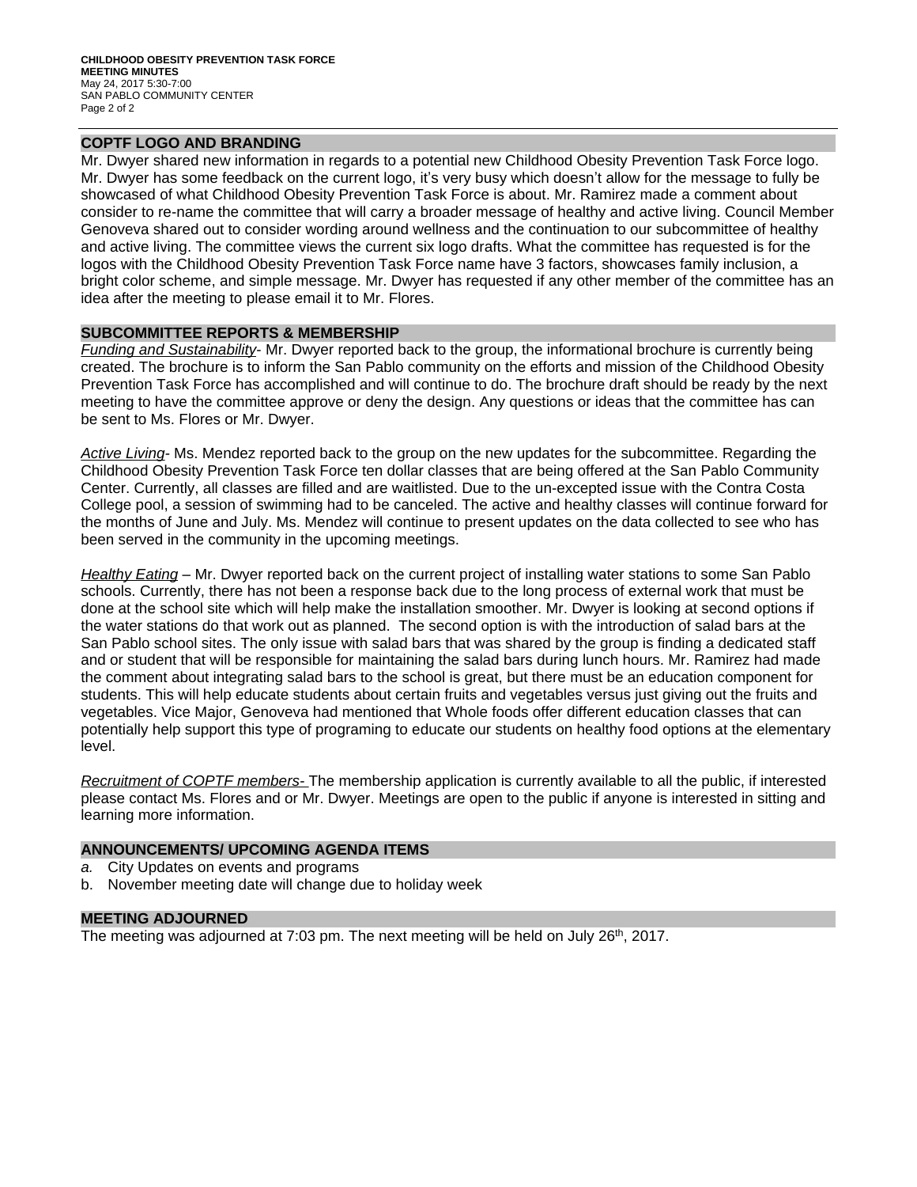## COPTF LOGO AND BRANDING

Mr. Dwyer shared new information in regards to a potential new Childhood Obesity Prevention Task Force logo. Mr. Dwyer has some feedback on the current logo, it's very busy which doesn't allow for the message to fully be showcased of what Childhood Obesity Prevention Task Force is about. Mr. Ramirez made a comment about consider to re-name the committee that will carry a broader message of healthy and active living. Council Member Genoveva shared out to consider wording around wellness and the continuation to our subcommittee of healthy and active living. The committee views the current six logo drafts. What the committee has requested is for the logos with the Childhood Obesity Prevention Task Force name have 3 factors, showcases family inclusion, a bright color scheme, and simple message. Mr. Dwyer has requested if any other member of the committee has an idea after the meeting to please email it to Mr. Flores.

## SUBCOMMITTEE REPORTS & MEMBERSHIP

*Funding and Sustainability*- Mr. Dwyer reported back to the group, the informational brochure is currently being created. The brochure is to inform the San Pablo community on the efforts and mission of the Childhood Obesity Prevention Task Force has accomplished and will continue to do. The brochure draft should be ready by the next meeting to have the committee approve or deny the design. Any questions or ideas that the committee has can be sent to Ms. Flores or Mr. Dwyer.

*Active Living*- Ms. Mendez reported back to the group on the new updates for the subcommittee. Regarding the Childhood Obesity Prevention Task Force ten dollar classes that are being offered at the San Pablo Community Center. Currently, all classes are filled and are waitlisted. Due to the un-excepted issue with the Contra Costa College pool, a session of swimming had to be canceled. The active and healthy classes will continue forward for the months of June and July. Ms. Mendez will continue to present updates on the data collected to see who has been served in the community in the upcoming meetings.

*Healthy Eating* – Mr. Dwyer reported back on the current project of installing water stations to some San Pablo schools. Currently, there has not been a response back due to the long process of external work that must be done at the school site which will help make the installation smoother. Mr. Dwyer is looking at second options if the water stations do that work out as planned. The second option is with the introduction of salad bars at the San Pablo school sites. The only issue with salad bars that was shared by the group is finding a dedicated staff and or student that will be responsible for maintaining the salad bars during lunch hours. Mr. Ramirez had made the comment about integrating salad bars to the school is great, but there must be an education component for students. This will help educate students about certain fruits and vegetables versus just giving out the fruits and vegetables. Vice Major, Genoveva had mentioned that Whole foods offer different education classes that can potentially help support this type of programing to educate our students on healthy food options at the elementary level.

*Recruitment of COPTF members-* The membership application is currently available to all the public, if interested please contact Ms. Flores and or Mr. Dwyer. Meetings are open to the public if anyone is interested in sitting and learning more information.

## ANNOUNCEMENTS/ UPCOMING AGENDA ITEMS

*a.* City Updates on events and programs
b. November meeting date will change due to holiday week

## MEETING ADJOURNED

The meeting was adjourned at 7:03 pm. The next meeting will be held on July 26th, 2017.